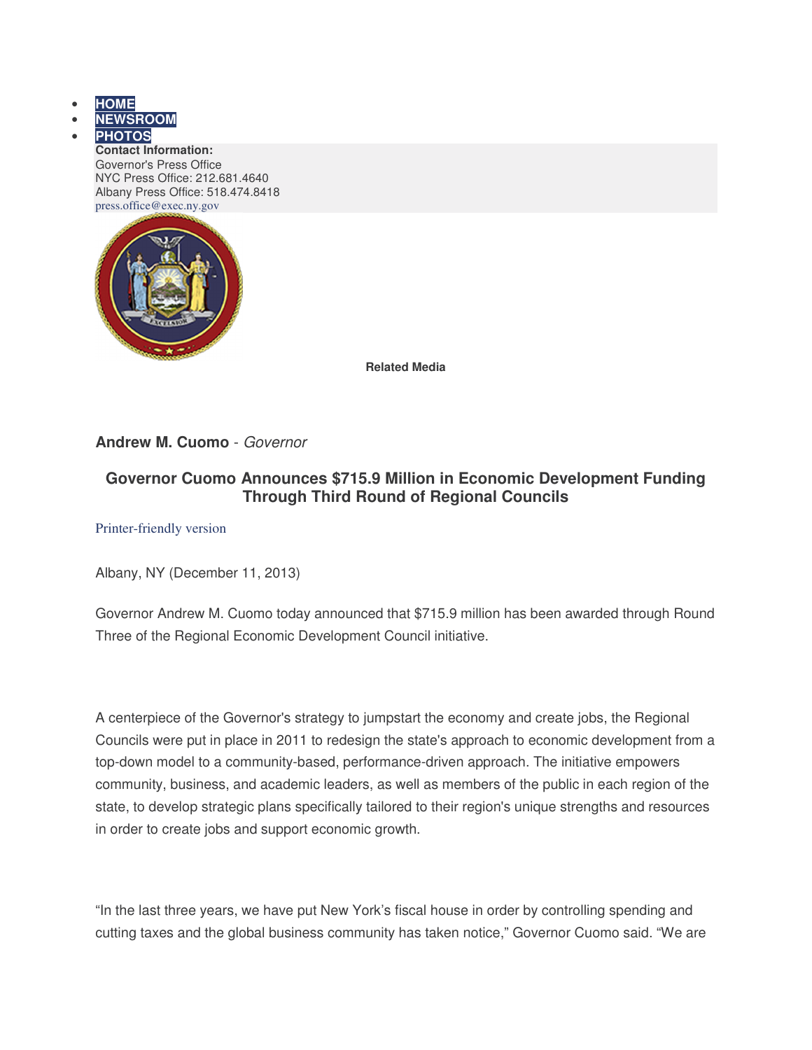- **HOME**
- **NEWSROOM**
- **PHOTOS**

**Contact Information:**
Governor's Press Office
NYC Press Office: 212.681.4640
Albany Press Office: 518.474.8418
press.office@exec.ny.gov

**Related Media**

**Andrew M. Cuomo** - *Governor*

### Governor Cuomo Announces $715.9 Million in Economic Development Funding Through Third Round of Regional Councils

Printer-friendly version

Albany, NY (December 11, 2013)

Governor Andrew M. Cuomo today announced that $715.9 million has been awarded through Round Three of the Regional Economic Development Council initiative.

A centerpiece of the Governor's strategy to jumpstart the economy and create jobs, the Regional Councils were put in place in 2011 to redesign the state's approach to economic development from a top-down model to a community-based, performance-driven approach. The initiative empowers community, business, and academic leaders, as well as members of the public in each region of the state, to develop strategic plans specifically tailored to their region's unique strengths and resources in order to create jobs and support economic growth.

"In the last three years, we have put New York's fiscal house in order by controlling spending and cutting taxes and the global business community has taken notice," Governor Cuomo said. "We are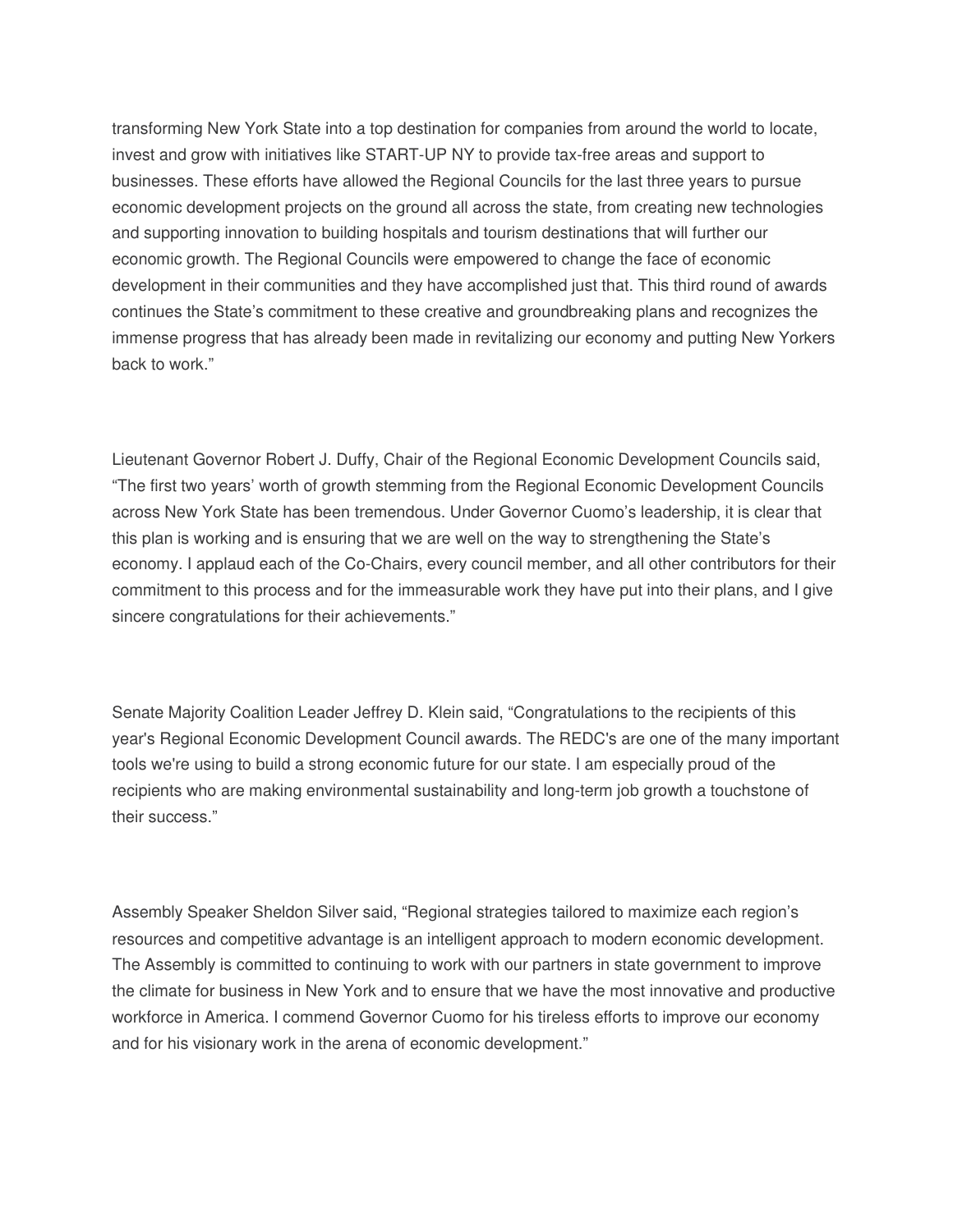transforming New York State into a top destination for companies from around the world to locate, invest and grow with initiatives like START-UP NY to provide tax-free areas and support to businesses. These efforts have allowed the Regional Councils for the last three years to pursue economic development projects on the ground all across the state, from creating new technologies and supporting innovation to building hospitals and tourism destinations that will further our economic growth. The Regional Councils were empowered to change the face of economic development in their communities and they have accomplished just that. This third round of awards continues the State's commitment to these creative and groundbreaking plans and recognizes the immense progress that has already been made in revitalizing our economy and putting New Yorkers back to work."

Lieutenant Governor Robert J. Duffy, Chair of the Regional Economic Development Councils said, "The first two years' worth of growth stemming from the Regional Economic Development Councils across New York State has been tremendous. Under Governor Cuomo's leadership, it is clear that this plan is working and is ensuring that we are well on the way to strengthening the State's economy. I applaud each of the Co-Chairs, every council member, and all other contributors for their commitment to this process and for the immeasurable work they have put into their plans, and I give sincere congratulations for their achievements."

Senate Majority Coalition Leader Jeffrey D. Klein said, "Congratulations to the recipients of this year's Regional Economic Development Council awards. The REDC's are one of the many important tools we're using to build a strong economic future for our state. I am especially proud of the recipients who are making environmental sustainability and long-term job growth a touchstone of their success."

Assembly Speaker Sheldon Silver said, "Regional strategies tailored to maximize each region's resources and competitive advantage is an intelligent approach to modern economic development. The Assembly is committed to continuing to work with our partners in state government to improve the climate for business in New York and to ensure that we have the most innovative and productive workforce in America. I commend Governor Cuomo for his tireless efforts to improve our economy and for his visionary work in the arena of economic development."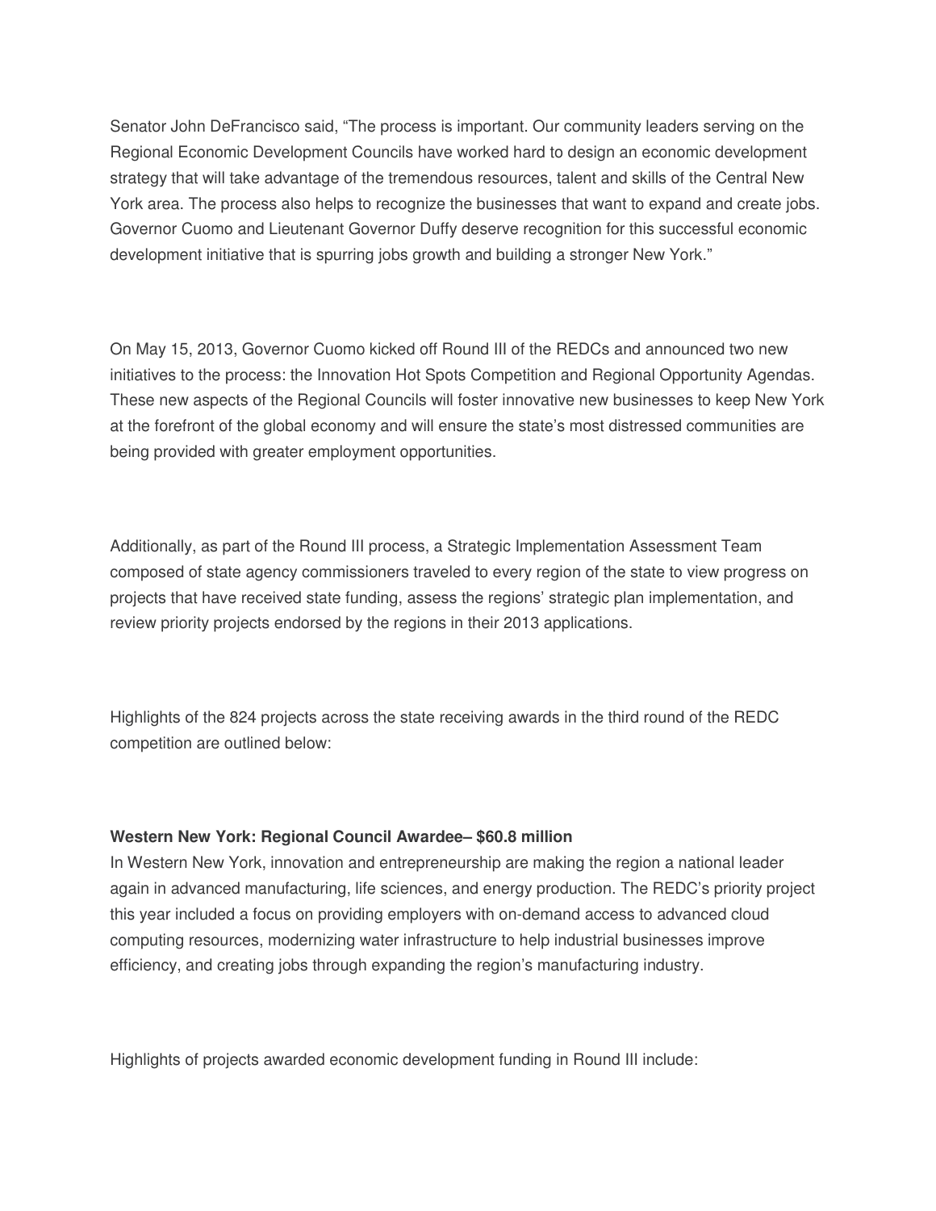Senator John DeFrancisco said, "The process is important. Our community leaders serving on the Regional Economic Development Councils have worked hard to design an economic development strategy that will take advantage of the tremendous resources, talent and skills of the Central New York area. The process also helps to recognize the businesses that want to expand and create jobs. Governor Cuomo and Lieutenant Governor Duffy deserve recognition for this successful economic development initiative that is spurring jobs growth and building a stronger New York."

On May 15, 2013, Governor Cuomo kicked off Round III of the REDCs and announced two new initiatives to the process: the Innovation Hot Spots Competition and Regional Opportunity Agendas. These new aspects of the Regional Councils will foster innovative new businesses to keep New York at the forefront of the global economy and will ensure the state's most distressed communities are being provided with greater employment opportunities.

Additionally, as part of the Round III process, a Strategic Implementation Assessment Team composed of state agency commissioners traveled to every region of the state to view progress on projects that have received state funding, assess the regions' strategic plan implementation, and review priority projects endorsed by the regions in their 2013 applications.

Highlights of the 824 projects across the state receiving awards in the third round of the REDC competition are outlined below:

**Western New York: Regional Council Awardee– $60.8 million**

In Western New York, innovation and entrepreneurship are making the region a national leader again in advanced manufacturing, life sciences, and energy production. The REDC's priority project this year included a focus on providing employers with on-demand access to advanced cloud computing resources, modernizing water infrastructure to help industrial businesses improve efficiency, and creating jobs through expanding the region's manufacturing industry.

Highlights of projects awarded economic development funding in Round III include: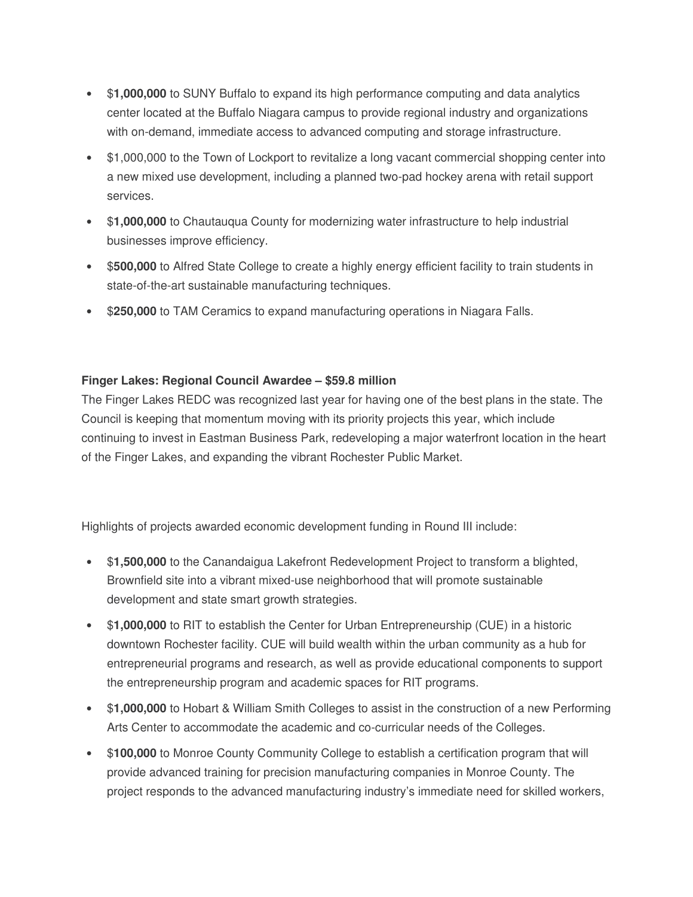- $**1,000,000** to SUNY Buffalo to expand its high performance computing and data analytics center located at the Buffalo Niagara campus to provide regional industry and organizations with on-demand, immediate access to advanced computing and storage infrastructure.
- $1,000,000 to the Town of Lockport to revitalize a long vacant commercial shopping center into a new mixed use development, including a planned two-pad hockey arena with retail support services.
- $**1,000,000** to Chautauqua County for modernizing water infrastructure to help industrial businesses improve efficiency.
- $**500,000** to Alfred State College to create a highly energy efficient facility to train students in state-of-the-art sustainable manufacturing techniques.
- $**250,000** to TAM Ceramics to expand manufacturing operations in Niagara Falls.

**Finger Lakes: Regional Council Awardee – $59.8 million**

The Finger Lakes REDC was recognized last year for having one of the best plans in the state. The Council is keeping that momentum moving with its priority projects this year, which include continuing to invest in Eastman Business Park, redeveloping a major waterfront location in the heart of the Finger Lakes, and expanding the vibrant Rochester Public Market.

Highlights of projects awarded economic development funding in Round III include:

- $**1,500,000** to the Canandaigua Lakefront Redevelopment Project to transform a blighted, Brownfield site into a vibrant mixed-use neighborhood that will promote sustainable development and state smart growth strategies.
- $**1,000,000** to RIT to establish the Center for Urban Entrepreneurship (CUE) in a historic downtown Rochester facility. CUE will build wealth within the urban community as a hub for entrepreneurial programs and research, as well as provide educational components to support the entrepreneurship program and academic spaces for RIT programs.
- $**1,000,000** to Hobart & William Smith Colleges to assist in the construction of a new Performing Arts Center to accommodate the academic and co-curricular needs of the Colleges.
- $**100,000** to Monroe County Community College to establish a certification program that will provide advanced training for precision manufacturing companies in Monroe County. The project responds to the advanced manufacturing industry's immediate need for skilled workers,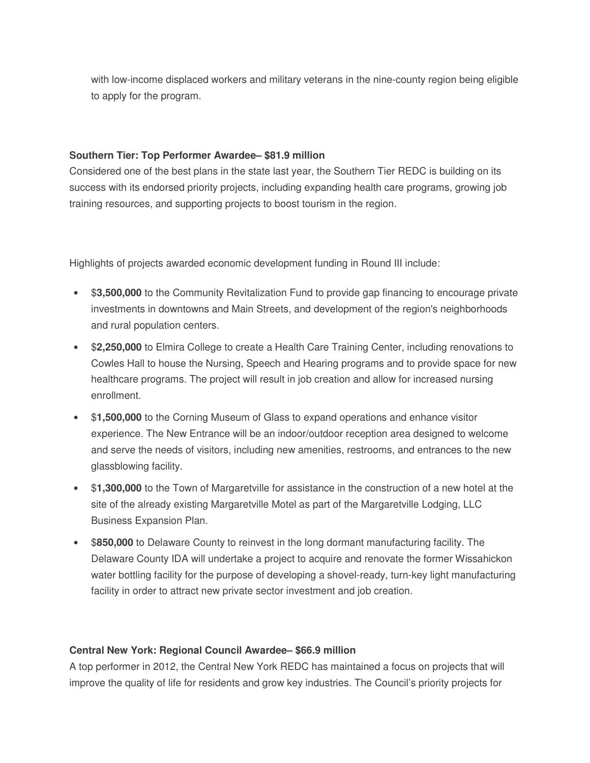with low-income displaced workers and military veterans in the nine-county region being eligible to apply for the program.

**Southern Tier: Top Performer Awardee– $81.9 million**
Considered one of the best plans in the state last year, the Southern Tier REDC is building on its success with its endorsed priority projects, including expanding health care programs, growing job training resources, and supporting projects to boost tourism in the region.

Highlights of projects awarded economic development funding in Round III include:

- $**3,500,000** to the Community Revitalization Fund to provide gap financing to encourage private investments in downtowns and Main Streets, and development of the region's neighborhoods and rural population centers.
- $**2,250,000** to Elmira College to create a Health Care Training Center, including renovations to Cowles Hall to house the Nursing, Speech and Hearing programs and to provide space for new healthcare programs. The project will result in job creation and allow for increased nursing enrollment.
- $**1,500,000** to the Corning Museum of Glass to expand operations and enhance visitor experience. The New Entrance will be an indoor/outdoor reception area designed to welcome and serve the needs of visitors, including new amenities, restrooms, and entrances to the new glassblowing facility.
- $**1,300,000** to the Town of Margaretville for assistance in the construction of a new hotel at the site of the already existing Margaretville Motel as part of the Margaretville Lodging, LLC Business Expansion Plan.
- $**850,000** to Delaware County to reinvest in the long dormant manufacturing facility. The Delaware County IDA will undertake a project to acquire and renovate the former Wissahickon water bottling facility for the purpose of developing a shovel-ready, turn-key light manufacturing facility in order to attract new private sector investment and job creation.

**Central New York: Regional Council Awardee– $66.9 million**
A top performer in 2012, the Central New York REDC has maintained a focus on projects that will improve the quality of life for residents and grow key industries. The Council's priority projects for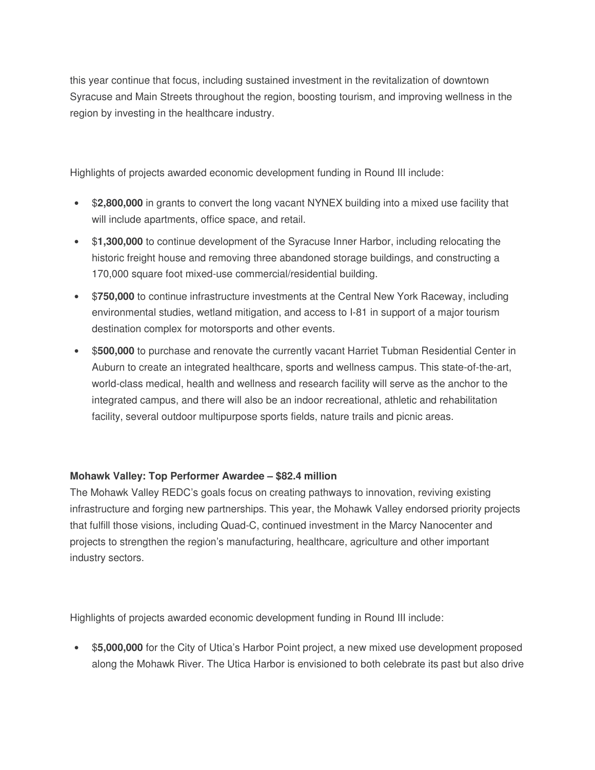this year continue that focus, including sustained investment in the revitalization of downtown Syracuse and Main Streets throughout the region, boosting tourism, and improving wellness in the region by investing in the healthcare industry.

Highlights of projects awarded economic development funding in Round III include:

- $**2,800,000** in grants to convert the long vacant NYNEX building into a mixed use facility that will include apartments, office space, and retail.
- $**1,300,000** to continue development of the Syracuse Inner Harbor, including relocating the historic freight house and removing three abandoned storage buildings, and constructing a 170,000 square foot mixed-use commercial/residential building.
- $**750,000** to continue infrastructure investments at the Central New York Raceway, including environmental studies, wetland mitigation, and access to I-81 in support of a major tourism destination complex for motorsports and other events.
- $**500,000** to purchase and renovate the currently vacant Harriet Tubman Residential Center in Auburn to create an integrated healthcare, sports and wellness campus. This state-of-the-art, world-class medical, health and wellness and research facility will serve as the anchor to the integrated campus, and there will also be an indoor recreational, athletic and rehabilitation facility, several outdoor multipurpose sports fields, nature trails and picnic areas.

**Mohawk Valley: Top Performer Awardee – $82.4 million**
The Mohawk Valley REDC's goals focus on creating pathways to innovation, reviving existing infrastructure and forging new partnerships. This year, the Mohawk Valley endorsed priority projects that fulfill those visions, including Quad-C, continued investment in the Marcy Nanocenter and projects to strengthen the region's manufacturing, healthcare, agriculture and other important industry sectors.

Highlights of projects awarded economic development funding in Round III include:

- $**5,000,000** for the City of Utica's Harbor Point project, a new mixed use development proposed along the Mohawk River. The Utica Harbor is envisioned to both celebrate its past but also drive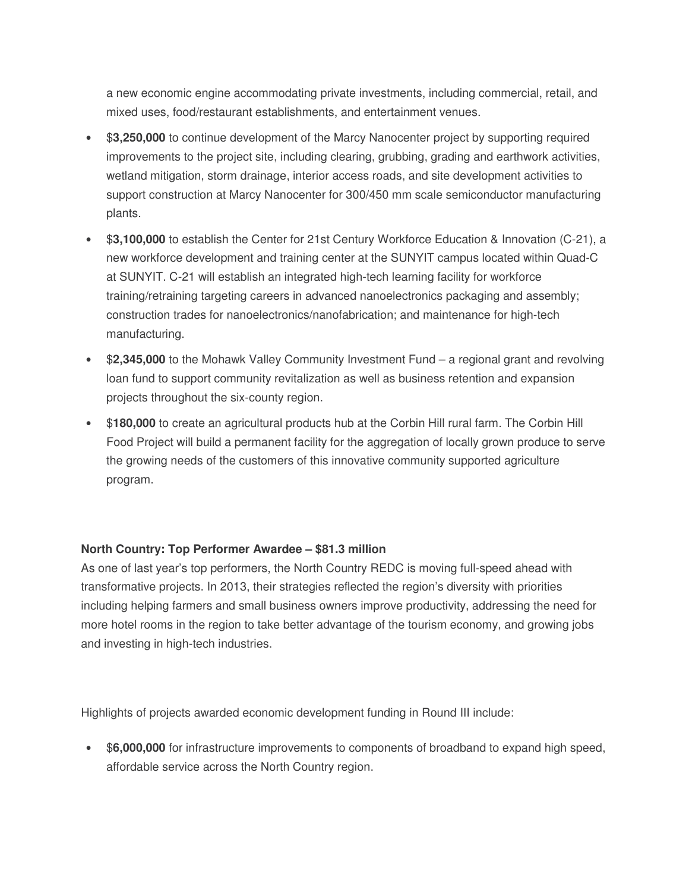a new economic engine accommodating private investments, including commercial, retail, and mixed uses, food/restaurant establishments, and entertainment venues.

- $**3,250,000** to continue development of the Marcy Nanocenter project by supporting required improvements to the project site, including clearing, grubbing, grading and earthwork activities, wetland mitigation, storm drainage, interior access roads, and site development activities to support construction at Marcy Nanocenter for 300/450 mm scale semiconductor manufacturing plants.
- $**3,100,000** to establish the Center for 21st Century Workforce Education & Innovation (C-21), a new workforce development and training center at the SUNYIT campus located within Quad-C at SUNYIT. C-21 will establish an integrated high-tech learning facility for workforce training/retraining targeting careers in advanced nanoelectronics packaging and assembly; construction trades for nanoelectronics/nanofabrication; and maintenance for high-tech manufacturing.
- $**2,345,000** to the Mohawk Valley Community Investment Fund – a regional grant and revolving loan fund to support community revitalization as well as business retention and expansion projects throughout the six-county region.
- $**180,000** to create an agricultural products hub at the Corbin Hill rural farm. The Corbin Hill Food Project will build a permanent facility for the aggregation of locally grown produce to serve the growing needs of the customers of this innovative community supported agriculture program.

**North Country: Top Performer Awardee – $81.3 million**
As one of last year's top performers, the North Country REDC is moving full-speed ahead with transformative projects. In 2013, their strategies reflected the region's diversity with priorities including helping farmers and small business owners improve productivity, addressing the need for more hotel rooms in the region to take better advantage of the tourism economy, and growing jobs and investing in high-tech industries.

Highlights of projects awarded economic development funding in Round III include:

- $**6,000,000** for infrastructure improvements to components of broadband to expand high speed, affordable service across the North Country region.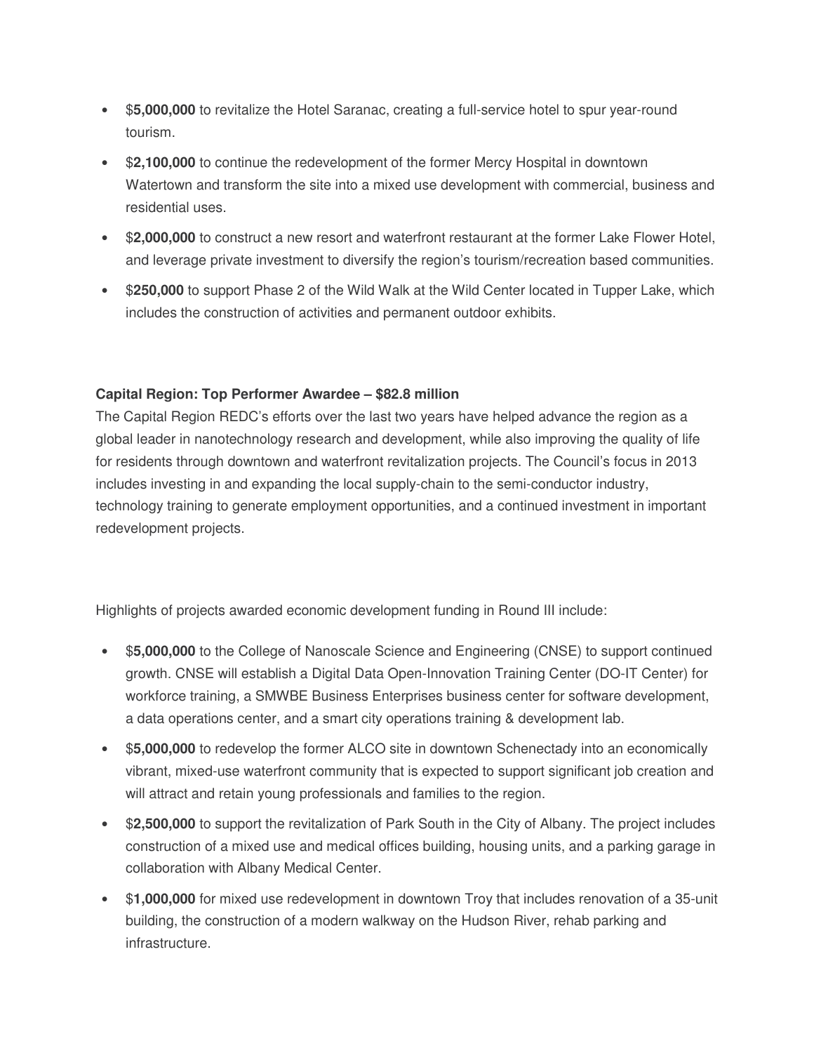- $**5,000,000** to revitalize the Hotel Saranac, creating a full-service hotel to spur year-round tourism.
- $**2,100,000** to continue the redevelopment of the former Mercy Hospital in downtown Watertown and transform the site into a mixed use development with commercial, business and residential uses.
- $**2,000,000** to construct a new resort and waterfront restaurant at the former Lake Flower Hotel, and leverage private investment to diversify the region's tourism/recreation based communities.
- $**250,000** to support Phase 2 of the Wild Walk at the Wild Center located in Tupper Lake, which includes the construction of activities and permanent outdoor exhibits.

**Capital Region: Top Performer Awardee – $82.8 million**
The Capital Region REDC's efforts over the last two years have helped advance the region as a global leader in nanotechnology research and development, while also improving the quality of life for residents through downtown and waterfront revitalization projects. The Council's focus in 2013 includes investing in and expanding the local supply-chain to the semi-conductor industry, technology training to generate employment opportunities, and a continued investment in important redevelopment projects.

Highlights of projects awarded economic development funding in Round III include:

- $**5,000,000** to the College of Nanoscale Science and Engineering (CNSE) to support continued growth. CNSE will establish a Digital Data Open-Innovation Training Center (DO-IT Center) for workforce training, a SMWBE Business Enterprises business center for software development, a data operations center, and a smart city operations training & development lab.
- $**5,000,000** to redevelop the former ALCO site in downtown Schenectady into an economically vibrant, mixed-use waterfront community that is expected to support significant job creation and will attract and retain young professionals and families to the region.
- $**2,500,000** to support the revitalization of Park South in the City of Albany. The project includes construction of a mixed use and medical offices building, housing units, and a parking garage in collaboration with Albany Medical Center.
- $**1,000,000** for mixed use redevelopment in downtown Troy that includes renovation of a 35-unit building, the construction of a modern walkway on the Hudson River, rehab parking and infrastructure.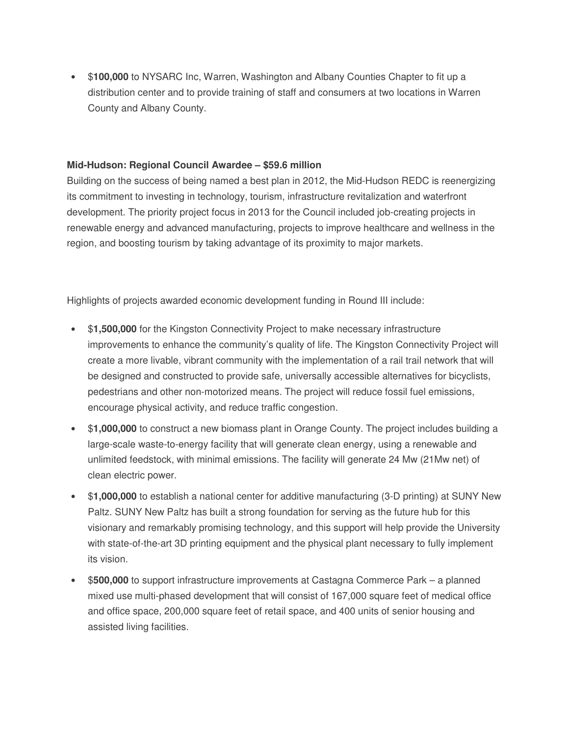- $**100,000** to NYSARC Inc, Warren, Washington and Albany Counties Chapter to fit up a distribution center and to provide training of staff and consumers at two locations in Warren County and Albany County.

**Mid-Hudson: Regional Council Awardee – $59.6 million**
Building on the success of being named a best plan in 2012, the Mid-Hudson REDC is reenergizing its commitment to investing in technology, tourism, infrastructure revitalization and waterfront development. The priority project focus in 2013 for the Council included job-creating projects in renewable energy and advanced manufacturing, projects to improve healthcare and wellness in the region, and boosting tourism by taking advantage of its proximity to major markets.

Highlights of projects awarded economic development funding in Round III include:

- $**1,500,000** for the Kingston Connectivity Project to make necessary infrastructure improvements to enhance the community's quality of life. The Kingston Connectivity Project will create a more livable, vibrant community with the implementation of a rail trail network that will be designed and constructed to provide safe, universally accessible alternatives for bicyclists, pedestrians and other non-motorized means. The project will reduce fossil fuel emissions, encourage physical activity, and reduce traffic congestion.
- $**1,000,000** to construct a new biomass plant in Orange County. The project includes building a large-scale waste-to-energy facility that will generate clean energy, using a renewable and unlimited feedstock, with minimal emissions. The facility will generate 24 Mw (21Mw net) of clean electric power.
- $**1,000,000** to establish a national center for additive manufacturing (3-D printing) at SUNY New Paltz. SUNY New Paltz has built a strong foundation for serving as the future hub for this visionary and remarkably promising technology, and this support will help provide the University with state-of-the-art 3D printing equipment and the physical plant necessary to fully implement its vision.
- $**500,000** to support infrastructure improvements at Castagna Commerce Park – a planned mixed use multi-phased development that will consist of 167,000 square feet of medical office and office space, 200,000 square feet of retail space, and 400 units of senior housing and assisted living facilities.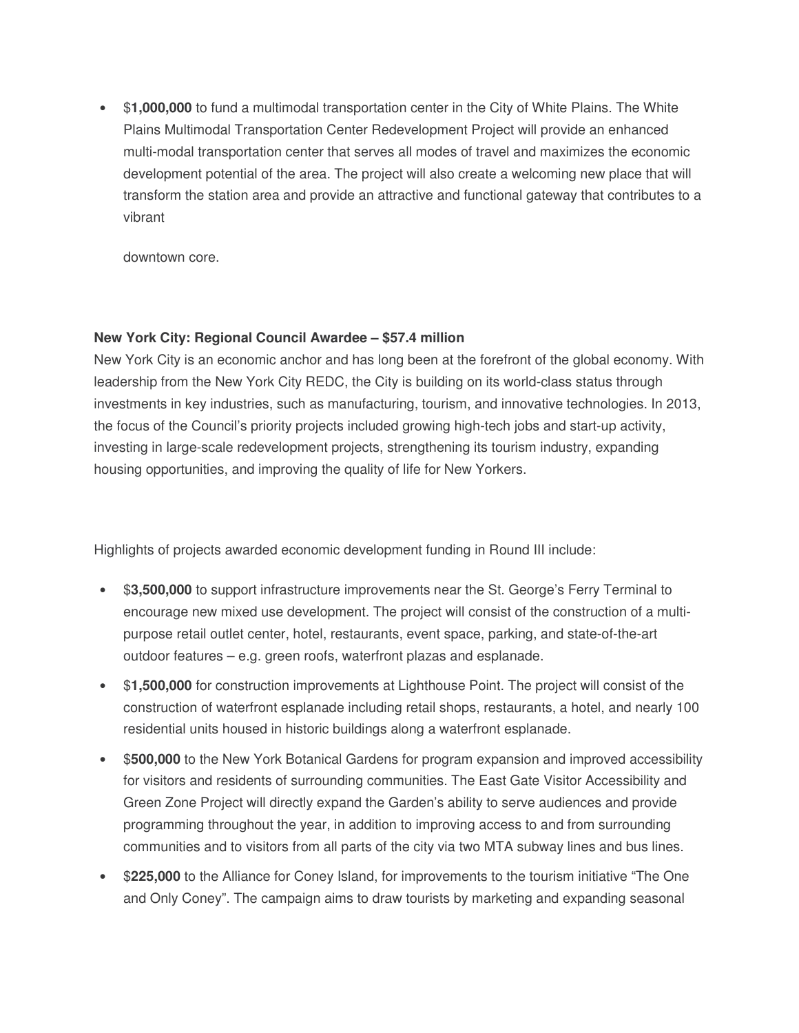- $**1,000,000** to fund a multimodal transportation center in the City of White Plains. The White Plains Multimodal Transportation Center Redevelopment Project will provide an enhanced multi-modal transportation center that serves all modes of travel and maximizes the economic development potential of the area. The project will also create a welcoming new place that will transform the station area and provide an attractive and functional gateway that contributes to a vibrant

  downtown core.

**New York City: Regional Council Awardee – $57.4 million**

New York City is an economic anchor and has long been at the forefront of the global economy. With leadership from the New York City REDC, the City is building on its world-class status through investments in key industries, such as manufacturing, tourism, and innovative technologies. In 2013, the focus of the Council's priority projects included growing high-tech jobs and start-up activity, investing in large-scale redevelopment projects, strengthening its tourism industry, expanding housing opportunities, and improving the quality of life for New Yorkers.

Highlights of projects awarded economic development funding in Round III include:

- $**3,500,000** to support infrastructure improvements near the St. George's Ferry Terminal to encourage new mixed use development. The project will consist of the construction of a multi-purpose retail outlet center, hotel, restaurants, event space, parking, and state-of-the-art outdoor features – e.g. green roofs, waterfront plazas and esplanade.
- $**1,500,000** for construction improvements at Lighthouse Point. The project will consist of the construction of waterfront esplanade including retail shops, restaurants, a hotel, and nearly 100 residential units housed in historic buildings along a waterfront esplanade.
- $**500,000** to the New York Botanical Gardens for program expansion and improved accessibility for visitors and residents of surrounding communities. The East Gate Visitor Accessibility and Green Zone Project will directly expand the Garden's ability to serve audiences and provide programming throughout the year, in addition to improving access to and from surrounding communities and to visitors from all parts of the city via two MTA subway lines and bus lines.
- $**225,000** to the Alliance for Coney Island, for improvements to the tourism initiative "The One and Only Coney". The campaign aims to draw tourists by marketing and expanding seasonal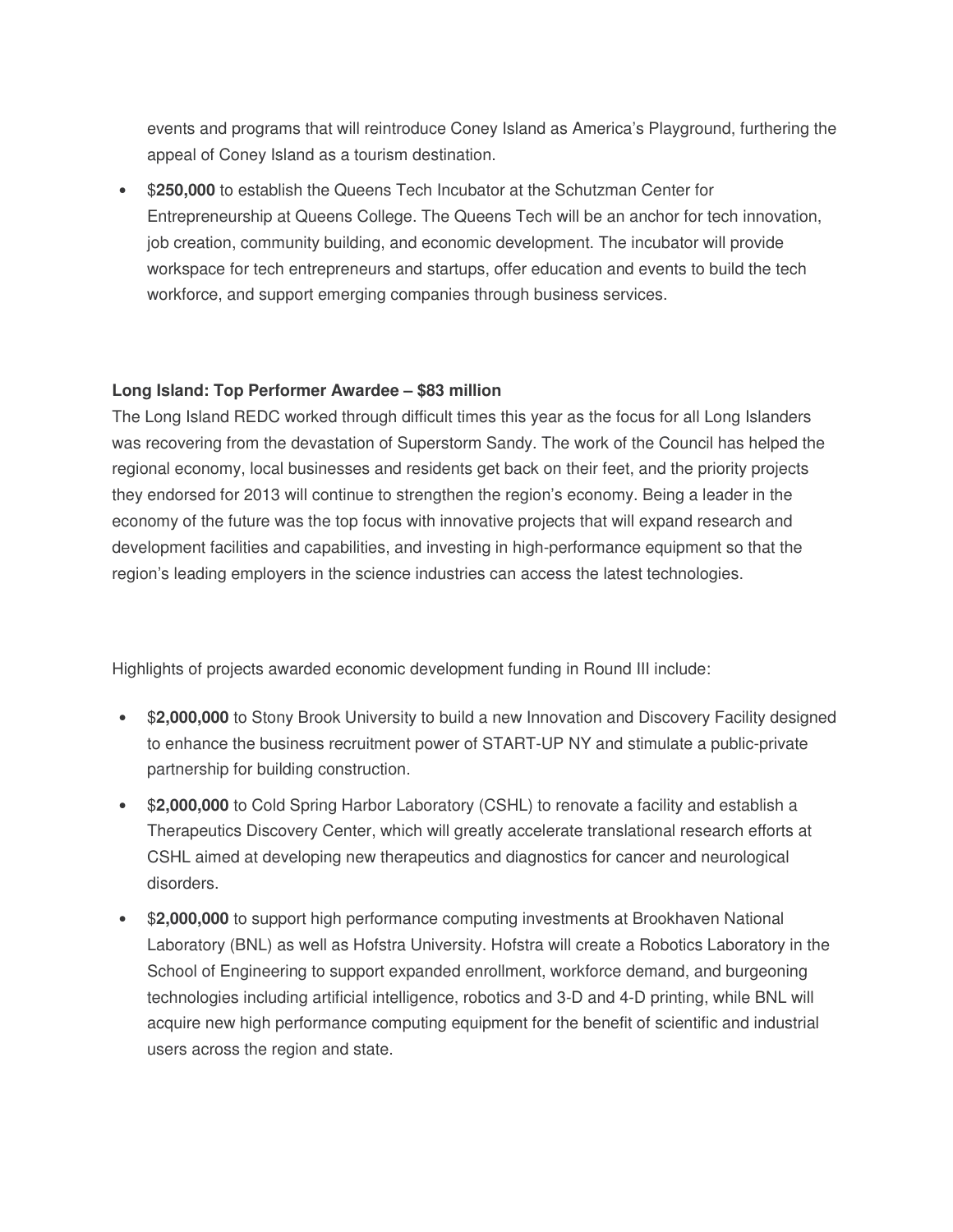events and programs that will reintroduce Coney Island as America's Playground, furthering the appeal of Coney Island as a tourism destination.

- $**250,000** to establish the Queens Tech Incubator at the Schutzman Center for Entrepreneurship at Queens College. The Queens Tech will be an anchor for tech innovation, job creation, community building, and economic development. The incubator will provide workspace for tech entrepreneurs and startups, offer education and events to build the tech workforce, and support emerging companies through business services.

**Long Island: Top Performer Awardee – $83 million**

The Long Island REDC worked through difficult times this year as the focus for all Long Islanders was recovering from the devastation of Superstorm Sandy. The work of the Council has helped the regional economy, local businesses and residents get back on their feet, and the priority projects they endorsed for 2013 will continue to strengthen the region's economy. Being a leader in the economy of the future was the top focus with innovative projects that will expand research and development facilities and capabilities, and investing in high-performance equipment so that the region's leading employers in the science industries can access the latest technologies.

Highlights of projects awarded economic development funding in Round III include:

- $**2,000,000** to Stony Brook University to build a new Innovation and Discovery Facility designed to enhance the business recruitment power of START-UP NY and stimulate a public-private partnership for building construction.
- $**2,000,000** to Cold Spring Harbor Laboratory (CSHL) to renovate a facility and establish a Therapeutics Discovery Center, which will greatly accelerate translational research efforts at CSHL aimed at developing new therapeutics and diagnostics for cancer and neurological disorders.
- $**2,000,000** to support high performance computing investments at Brookhaven National Laboratory (BNL) as well as Hofstra University. Hofstra will create a Robotics Laboratory in the School of Engineering to support expanded enrollment, workforce demand, and burgeoning technologies including artificial intelligence, robotics and 3-D and 4-D printing, while BNL will acquire new high performance computing equipment for the benefit of scientific and industrial users across the region and state.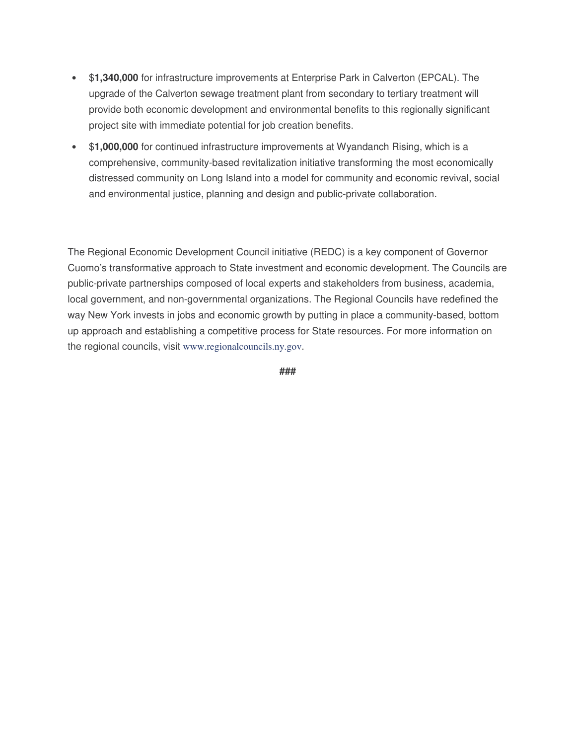- $**1,340,000** for infrastructure improvements at Enterprise Park in Calverton (EPCAL). The upgrade of the Calverton sewage treatment plant from secondary to tertiary treatment will provide both economic development and environmental benefits to this regionally significant project site with immediate potential for job creation benefits.
- $**1,000,000** for continued infrastructure improvements at Wyandanch Rising, which is a comprehensive, community-based revitalization initiative transforming the most economically distressed community on Long Island into a model for community and economic revival, social and environmental justice, planning and design and public-private collaboration.

The Regional Economic Development Council initiative (REDC) is a key component of Governor Cuomo's transformative approach to State investment and economic development. The Councils are public-private partnerships composed of local experts and stakeholders from business, academia, local government, and non-governmental organizations. The Regional Councils have redefined the way New York invests in jobs and economic growth by putting in place a community-based, bottom up approach and establishing a competitive process for State resources. For more information on the regional councils, visit www.regionalcouncils.ny.gov.

**###**